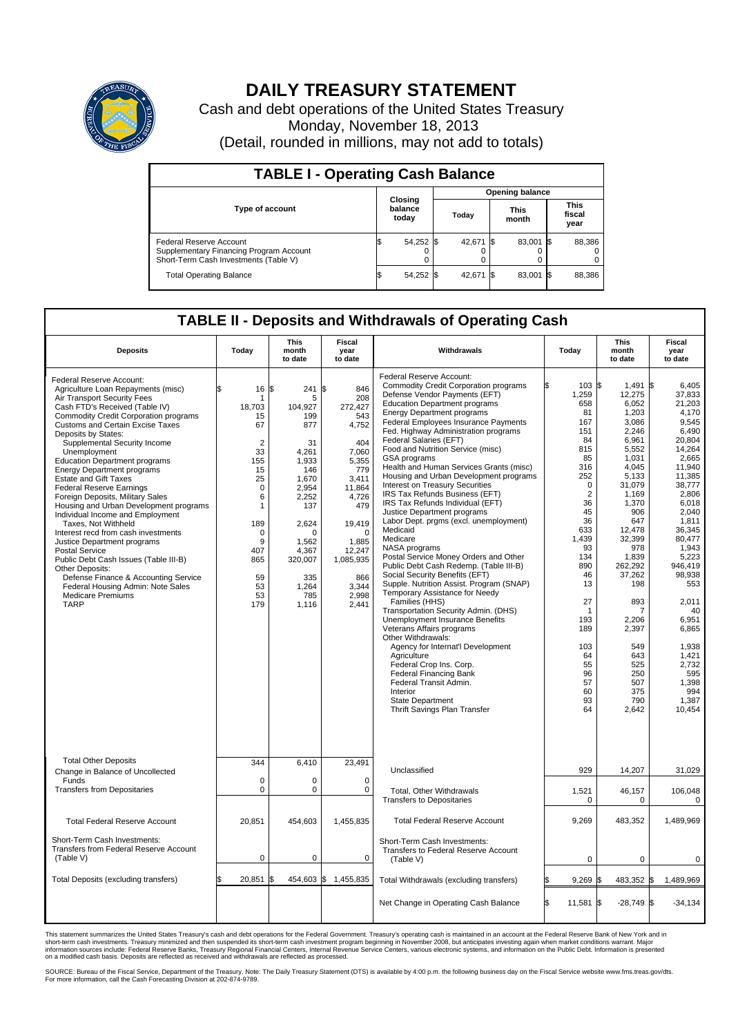# DAILY TREASURY STATEMENT

Cash and debt operations of the United States Treasury
Monday, November 18, 2013
(Detail, rounded in millions, may not add to totals)

## TABLE I - Operating Cash Balance

| Type of account | Closing balance today | Opening balance Today | Opening balance This month | Opening balance This fiscal year |
|---|---|---|---|---|
| Federal Reserve Account | $ 54,252 | $ 42,671 | $ 83,001 | $ 88,386 |
| Supplementary Financing Program Account | 0 | 0 | 0 | 0 |
| Short-Term Cash Investments (Table V) | 0 | 0 | 0 | 0 |
| Total Operating Balance | $ 54,252 | $ 42,671 | $ 83,001 | $ 88,386 |

## TABLE II - Deposits and Withdrawals of Operating Cash

| Deposits | Today | This month to date | Fiscal year to date |
|---|---|---|---|
| Federal Reserve Account: | | | |
| Agriculture Loan Repayments (misc) | $ 16 | $ 241 | $ 846 |
| Air Transport Security Fees | 1 | 5 | 208 |
| Cash FTD's Received (Table IV) | 18,703 | 104,927 | 272,427 |
| Commodity Credit Corporation programs | 15 | 199 | 543 |
| Customs and Certain Excise Taxes | 67 | 877 | 4,752 |
| Deposits by States: | | | |
| Supplemental Security Income | 2 | 31 | 404 |
| Unemployment | 33 | 4,261 | 7,060 |
| Education Department programs | 155 | 1,933 | 5,355 |
| Energy Department programs | 15 | 146 | 779 |
| Estate and Gift Taxes | 25 | 1,670 | 3,411 |
| Federal Reserve Earnings | 0 | 2,954 | 11,864 |
| Foreign Deposits, Military Sales | 6 | 2,252 | 4,726 |
| Housing and Urban Development programs | 1 | 137 | 479 |
| Individual Income and Employment Taxes, Not Withheld | 189 | 2,624 | 19,419 |
| Interest recd from cash investments | 0 | 0 | 0 |
| Justice Department programs | 9 | 1,562 | 1,885 |
| Postal Service | 407 | 4,367 | 12,247 |
| Public Debt Cash Issues (Table III-B) | 865 | 320,007 | 1,085,935 |
| Other Deposits: | | | |
| Defense Finance & Accounting Service | 59 | 335 | 866 |
| Federal Housing Admin: Note Sales | 53 | 1,264 | 3,344 |
| Medicare Premiums | 53 | 785 | 2,998 |
| TARP | 179 | 1,116 | 2,441 |
| Total Other Deposits | 344 | 6,410 | 23,491 |
| Change in Balance of Uncollected Funds | 0 | 0 | 0 |
| Transfers from Depositaries | 0 | 0 | 0 |
| Total Federal Reserve Account | 20,851 | 454,603 | 1,455,835 |
| Short-Term Cash Investments: Transfers from Federal Reserve Account (Table V) | 0 | 0 | 0 |
| Total Deposits (excluding transfers) | $ 20,851 | $ 454,603 | $ 1,455,835 |

| Withdrawals | Today | This month to date | Fiscal year to date |
|---|---|---|---|
| Federal Reserve Account: | | | |
| Commodity Credit Corporation programs | $ 103 | $ 1,491 | $ 6,405 |
| Defense Vendor Payments (EFT) | 1,259 | 12,275 | 37,833 |
| Education Department programs | 658 | 6,052 | 21,203 |
| Energy Department programs | 81 | 1,203 | 4,170 |
| Federal Employees Insurance Payments | 167 | 3,086 | 9,545 |
| Fed. Highway Administration programs | 151 | 2,246 | 6,490 |
| Federal Salaries (EFT) | 84 | 6,961 | 20,804 |
| Food and Nutrition Service (misc) | 815 | 5,552 | 14,264 |
| GSA programs | 85 | 1,031 | 2,665 |
| Health and Human Services Grants (misc) | 316 | 4,045 | 11,940 |
| Housing and Urban Development programs | 252 | 5,133 | 11,385 |
| Interest on Treasury Securities | 0 | 31,079 | 38,777 |
| IRS Tax Refunds Business (EFT) | 2 | 1,169 | 2,806 |
| IRS Tax Refunds Individual (EFT) | 36 | 1,370 | 6,018 |
| Justice Department programs | 45 | 906 | 2,040 |
| Labor Dept. prgms (excl. unemployment) | 36 | 647 | 1,811 |
| Medicaid | 633 | 12,478 | 36,345 |
| Medicare | 1,439 | 32,399 | 80,477 |
| NASA programs | 93 | 978 | 1,943 |
| Postal Service Money Orders and Other | 134 | 1,839 | 5,223 |
| Public Debt Cash Redemp. (Table III-B) | 890 | 262,292 | 946,419 |
| Social Security Benefits (EFT) | 46 | 37,262 | 98,938 |
| Supple. Nutrition Assist. Program (SNAP) | 13 | 198 | 553 |
| Temporary Assistance for Needy Families (HHS) | 27 | 893 | 2,011 |
| Transportation Security Admin. (DHS) | 1 | 7 | 40 |
| Unemployment Insurance Benefits | 193 | 2,206 | 6,951 |
| Veterans Affairs programs | 189 | 2,397 | 6,865 |
| Other Withdrawals: | | | |
| Agency for Internat'l Development | 103 | 549 | 1,938 |
| Agriculture | 64 | 643 | 1,421 |
| Federal Crop Ins. Corp. | 55 | 525 | 2,732 |
| Federal Financing Bank | 96 | 250 | 595 |
| Federal Transit Admin. | 57 | 507 | 1,398 |
| Interior | 60 | 375 | 994 |
| State Department | 93 | 790 | 1,387 |
| Thrift Savings Plan Transfer | 64 | 2,642 | 10,454 |
| Unclassified | 929 | 14,207 | 31,029 |
| Total, Other Withdrawals | 1,521 | 46,157 | 106,048 |
| Transfers to Depositaries | 0 | 0 | 0 |
| Total Federal Reserve Account | 9,269 | 483,352 | 1,489,969 |
| Short-Term Cash Investments: Transfers to Federal Reserve Account (Table V) | 0 | 0 | 0 |
| Total Withdrawals (excluding transfers) | $ 9,269 | $ 483,352 | $ 1,489,969 |
| Net Change in Operating Cash Balance | $ 11,581 | $ -28,749 | $ -34,134 |

This statement summarizes the United States Treasury's cash and debt operations for the Federal Government. Treasury's operating cash is maintained in an account at the Federal Reserve Bank of New York and in short-term cash investments. Treasury minimized and then suspended its short-term cash investment program beginning in November 2008, but anticipates investing again when market conditions warrant. Major information sources include: Federal Reserve Banks, Treasury Regional Financial Centers, Internal Revenue Service Centers, various electronic systems, and information on the Public Debt. Information is presented on a modified cash basis. Deposits are reflected as received and withdrawals are reflected as processed.

SOURCE: Bureau of the Fiscal Service, Department of the Treasury. Note: The Daily Treasury Statement (DTS) is available by 4:00 p.m. the following business day on the Fiscal Service website www.fms.treas.gov/dts. For more information, call the Cash Forecasting Division at 202-874-9789.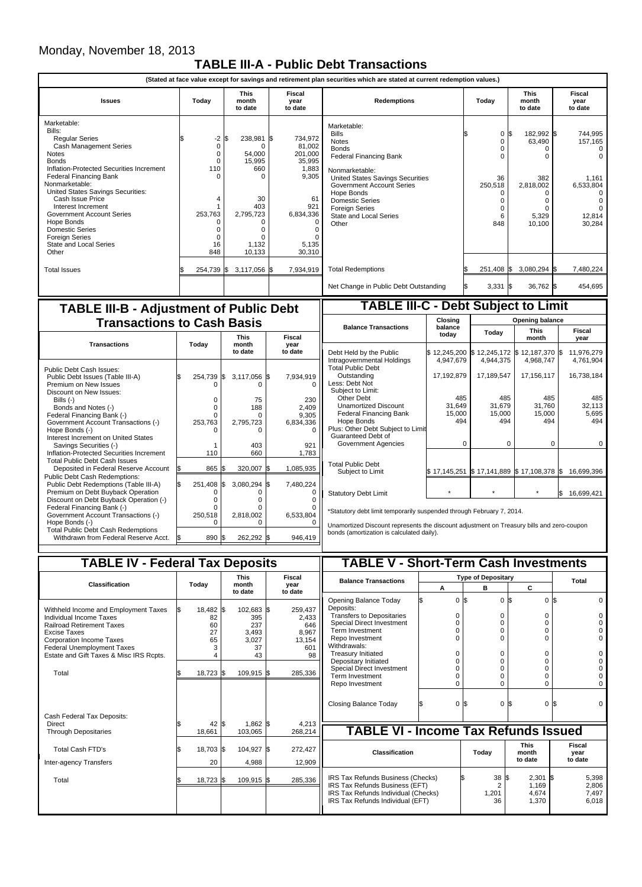Monday, November 18, 2013

# TABLE III-A - Public Debt Transactions

(Stated at face value except for savings and retirement plan securities which are stated at current redemption values.)

| Issues | Today | This month to date | Fiscal year to date |
|---|---|---|---|
| Marketable: | | | |
| Bills: | | | |
| Regular Series | $ -2 | $ 238,981 | $ 734,972 |
| Cash Management Series | 0 | 0 | 81,002 |
| Notes | 0 | 54,000 | 201,000 |
| Bonds | 0 | 15,995 | 35,995 |
| Inflation-Protected Securities Increment | 110 | 660 | 1,883 |
| Federal Financing Bank | 0 | 0 | 9,305 |
| Nonmarketable: | | | |
| United States Savings Securities: | | | |
| Cash Issue Price | 4 | 30 | 61 |
| Interest Increment | 1 | 403 | 921 |
| Government Account Series | 253,763 | 2,795,723 | 6,834,336 |
| Hope Bonds | 0 | 0 | 0 |
| Domestic Series | 0 | 0 | 0 |
| Foreign Series | 0 | 0 | 0 |
| State and Local Series | 16 | 1,132 | 5,135 |
| Other | 848 | 10,133 | 30,310 |
| Total Issues | $ 254,739 | $ 3,117,056 | $ 7,934,919 |

| Redemptions | Today | This month to date | Fiscal year to date |
|---|---|---|---|
| Marketable: | | | |
| Bills | $ 0 | $ 182,992 | $ 744,995 |
| Notes | 0 | 63,490 | 157,165 |
| Bonds | 0 | 0 | 0 |
| Federal Financing Bank | 0 | 0 | 0 |
| Nonmarketable: | | | |
| United States Savings Securities | 36 | 382 | 1,161 |
| Government Account Series | 250,518 | 2,818,002 | 6,533,804 |
| Hope Bonds | 0 | 0 | 0 |
| Domestic Series | 0 | 0 | 0 |
| Foreign Series | 0 | 0 | 0 |
| State and Local Series | 6 | 5,329 | 12,814 |
| Other | 848 | 10,100 | 30,284 |
| Total Redemptions | $ 251,408 | $ 3,080,294 | $ 7,480,224 |
| Net Change in Public Debt Outstanding | $ 3,331 | $ 36,762 | $ 454,695 |

# TABLE III-B - Adjustment of Public Debt Transactions to Cash Basis

| Transactions | Today | This month to date | Fiscal year to date |
|---|---|---|---|
| Public Debt Cash Issues: | | | |
| Public Debt Issues (Table III-A) | $ 254,739 | $ 3,117,056 | $ 7,934,919 |
| Premium on New Issues | 0 | 0 | 0 |
| Discount on New Issues: | | | |
| Bills (-) | 0 | 75 | 230 |
| Bonds and Notes (-) | 0 | 188 | 2,409 |
| Federal Financing Bank (-) | 0 | 0 | 9,305 |
| Government Account Transactions (-) | 253,763 | 2,795,723 | 6,834,336 |
| Hope Bonds (-) | 0 | 0 | 0 |
| Interest Increment on United States Savings Securities (-) | 1 | 403 | 921 |
| Inflation-Protected Securities Increment | 110 | 660 | 1,783 |
| Total Public Debt Cash Issues Deposited in Federal Reserve Account | $ 865 | $ 320,007 | $ 1,085,935 |
| Public Debt Cash Redemptions: | | | |
| Public Debt Redemptions (Table III-A) | $ 251,408 | $ 3,080,294 | $ 7,480,224 |
| Premium on Debt Buyback Operation | 0 | 0 | 0 |
| Discount on Debt Buyback Operation (-) | 0 | 0 | 0 |
| Federal Financing Bank (-) | 0 | 0 | 0 |
| Government Account Transactions (-) | 250,518 | 2,818,002 | 6,533,804 |
| Hope Bonds (-) | 0 | 0 | 0 |
| Total Public Debt Cash Redemptions Withdrawn from Federal Reserve Acct. | $ 890 | $ 262,292 | $ 946,419 |

# TABLE III-C - Debt Subject to Limit

| Balance Transactions | Closing balance today | Opening balance Today | Opening balance This month | Opening balance Fiscal year |
|---|---|---|---|---|
| Debt Held by the Public | $ 12,245,200 | $ 12,245,172 | $ 12,187,370 | $ 11,976,279 |
| Intragovernmental Holdings | 4,947,679 | 4,944,375 | 4,968,747 | 4,761,904 |
| Total Public Debt Outstanding | 17,192,879 | 17,189,547 | 17,156,117 | 16,738,184 |
| Less: Debt Not Subject to Limit: | | | | |
| Other Debt | 485 | 485 | 485 | 485 |
| Unamortized Discount | 31,649 | 31,679 | 31,760 | 32,113 |
| Federal Financing Bank | 15,000 | 15,000 | 15,000 | 5,695 |
| Hope Bonds | 494 | 494 | 494 | 494 |
| Plus: Other Debt Subject to Limit | | | | |
| Guaranteed Debt of Government Agencies | 0 | 0 | 0 | 0 |
| Total Public Debt Subject to Limit | $ 17,145,251 | $ 17,141,889 | $ 17,108,378 | $ 16,699,396 |
| Statutory Debt Limit | * | * | * | $ 16,699,421 |

*Statutory debt limit temporarily suspended through February 7, 2014.

Unamortized Discount represents the discount adjustment on Treasury bills and zero-coupon bonds (amortization is calculated daily).

# TABLE IV - Federal Tax Deposits

| Classification | Today | This month to date | Fiscal year to date |
|---|---|---|---|
| Withheld Income and Employment Taxes | $ 18,482 | $ 102,683 | $ 259,437 |
| Individual Income Taxes | 82 | 395 | 2,433 |
| Railroad Retirement Taxes | 60 | 237 | 646 |
| Excise Taxes | 27 | 3,493 | 8,967 |
| Corporation Income Taxes | 65 | 3,027 | 13,154 |
| Federal Unemployment Taxes | 3 | 37 | 601 |
| Estate and Gift Taxes & Misc IRS Rcpts. | 4 | 43 | 98 |
| Total | $ 18,723 | $ 109,915 | $ 285,336 |
| Cash Federal Tax Deposits: | | | |
| Direct | $ 42 | $ 1,862 | $ 4,213 |
| Through Depositaries | 18,661 | 103,065 | 268,214 |
| Total Cash FTD's | $ 18,703 | $ 104,927 | $ 272,427 |
| Inter-agency Transfers | 20 | 4,988 | 12,909 |
| Total | $ 18,723 | $ 109,915 | $ 285,336 |

# TABLE V - Short-Term Cash Investments

| Balance Transactions | Type of Depositary A | Type of Depositary B | Type of Depositary C | Total |
|---|---|---|---|---|
| Opening Balance Today | $ 0 | $ 0 | $ 0 | $ 0 |
| Deposits: | | | | |
| Transfers to Depositaries | 0 | 0 | 0 | 0 |
| Special Direct Investment | 0 | 0 | 0 | 0 |
| Term Investment | 0 | 0 | 0 | 0 |
| Repo Investment | 0 | 0 | 0 | 0 |
| Withdrawals: | | | | |
| Treasury Initiated | 0 | 0 | 0 | 0 |
| Depositary Initiated | 0 | 0 | 0 | 0 |
| Special Direct Investment | 0 | 0 | 0 | 0 |
| Term Investment | 0 | 0 | 0 | 0 |
| Repo Investment | 0 | 0 | 0 | 0 |
| Closing Balance Today | $ 0 | $ 0 | $ 0 | $ 0 |

# TABLE VI - Income Tax Refunds Issued

| Classification | Today | This month to date | Fiscal year to date |
|---|---|---|---|
| IRS Tax Refunds Business (Checks) | $ 38 | $ 2,301 | $ 5,398 |
| IRS Tax Refunds Business (EFT) | 2 | 1,169 | 2,806 |
| IRS Tax Refunds Individual (Checks) | 1,201 | 4,674 | 7,497 |
| IRS Tax Refunds Individual (EFT) | 36 | 1,370 | 6,018 |